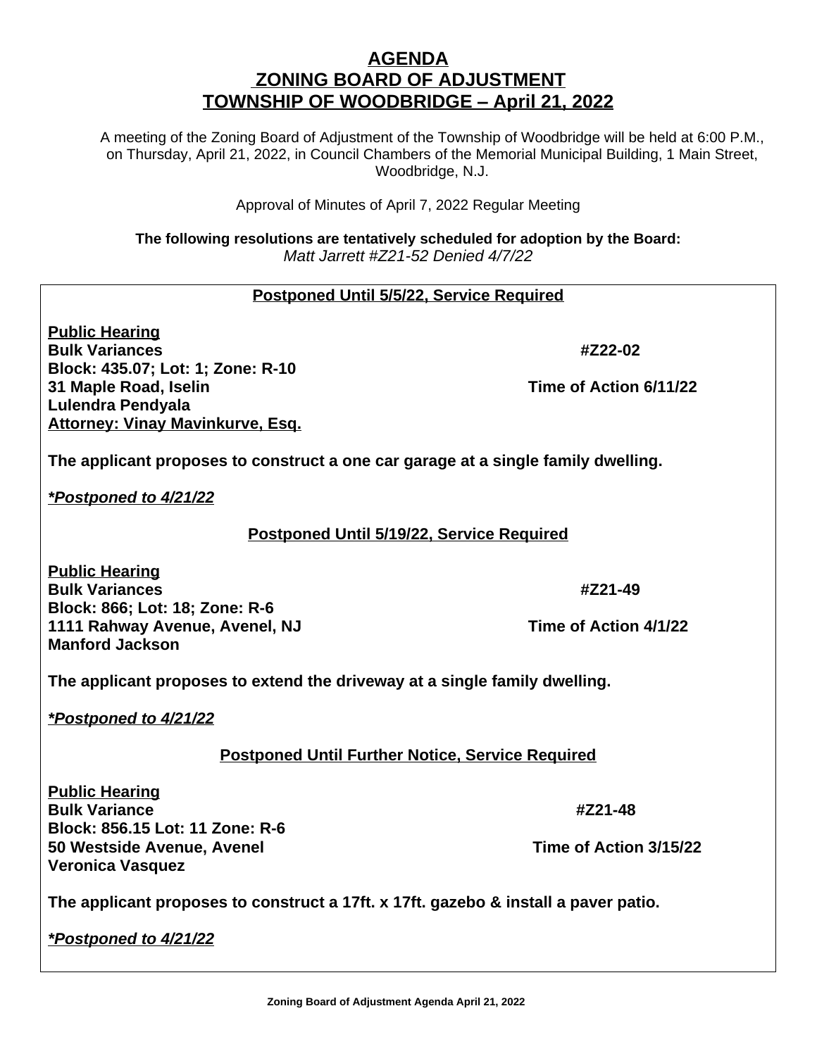# AGENDA
# ZONING BOARD OF ADJUSTMENT
# TOWNSHIP OF WOODBRIDGE – April 21, 2022

A meeting of the Zoning Board of Adjustment of the Township of Woodbridge will be held at 6:00 P.M., on Thursday, April 21, 2022, in Council Chambers of the Memorial Municipal Building, 1 Main Street, Woodbridge, N.J.

Approval of Minutes of April 7, 2022 Regular Meeting

**The following resolutions are tentatively scheduled for adoption by the Board:**
*Matt Jarrett #Z21-52 Denied 4/7/22*

**Postponed Until 5/5/22, Service Required**

**Public Hearing**
**Bulk Variances** **#Z22-02**
**Block: 435.07; Lot: 1; Zone: R-10**
**31 Maple Road, Iselin** **Time of Action 6/11/22**
**Lulendra Pendyala**
**Attorney: Vinay Mavinkurve, Esq.**

**The applicant proposes to construct a one car garage at a single family dwelling.**

***Postponed to 4/21/22***

**Postponed Until 5/19/22, Service Required**

**Public Hearing**
**Bulk Variances** **#Z21-49**
**Block: 866; Lot: 18; Zone: R-6**
**1111 Rahway Avenue, Avenel, NJ** **Time of Action 4/1/22**
**Manford Jackson**

**The applicant proposes to extend the driveway at a single family dwelling.**

***Postponed to 4/21/22***

**Postponed Until Further Notice, Service Required**

**Public Hearing**
**Bulk Variance** **#Z21-48**
**Block: 856.15 Lot: 11 Zone: R-6**
**50 Westside Avenue, Avenel** **Time of Action 3/15/22**
**Veronica Vasquez**

**The applicant proposes to construct a 17ft. x 17ft. gazebo & install a paver patio.**

***Postponed to 4/21/22***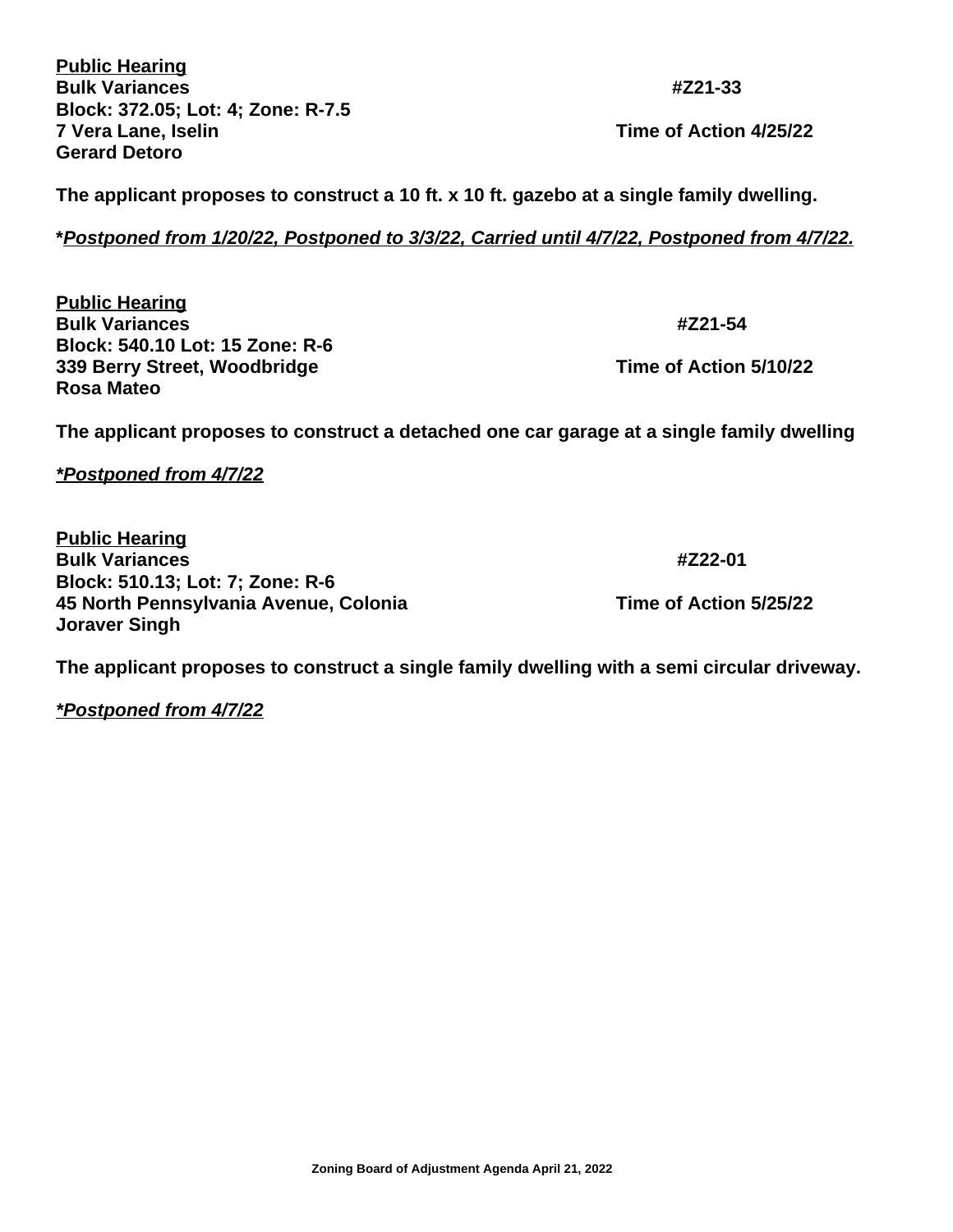**<u>Public Hearing</u>**
**Bulk Variances** **#Z21-33**
**Block: 372.05; Lot: 4; Zone: R-7.5**
**7 Vera Lane, Iselin** **Time of Action 4/25/22**
**Gerard Detoro**

**The applicant proposes to construct a 10 ft. x 10 ft. gazebo at a single family dwelling.**

**\****<u>*Postponed from 1/20/22, Postponed to 3/3/22, Carried until 4/7/22, Postponed from 4/7/22.*</u>**

**<u>Public Hearing</u>**
**Bulk Variances** **#Z21-54**
**Block: 540.10 Lot: 15 Zone: R-6**
**339 Berry Street, Woodbridge** **Time of Action 5/10/22**
**Rosa Mateo**

**The applicant proposes to construct a detached one car garage at a single family dwelling**

***<u>*Postponed from 4/7/22</u>***

**<u>Public Hearing</u>**
**Bulk Variances** **#Z22-01**
**Block: 510.13; Lot: 7; Zone: R-6**
**45 North Pennsylvania Avenue, Colonia** **Time of Action 5/25/22**
**Joraver Singh**

**The applicant proposes to construct a single family dwelling with a semi circular driveway.**

***<u>*Postponed from 4/7/22</u>***